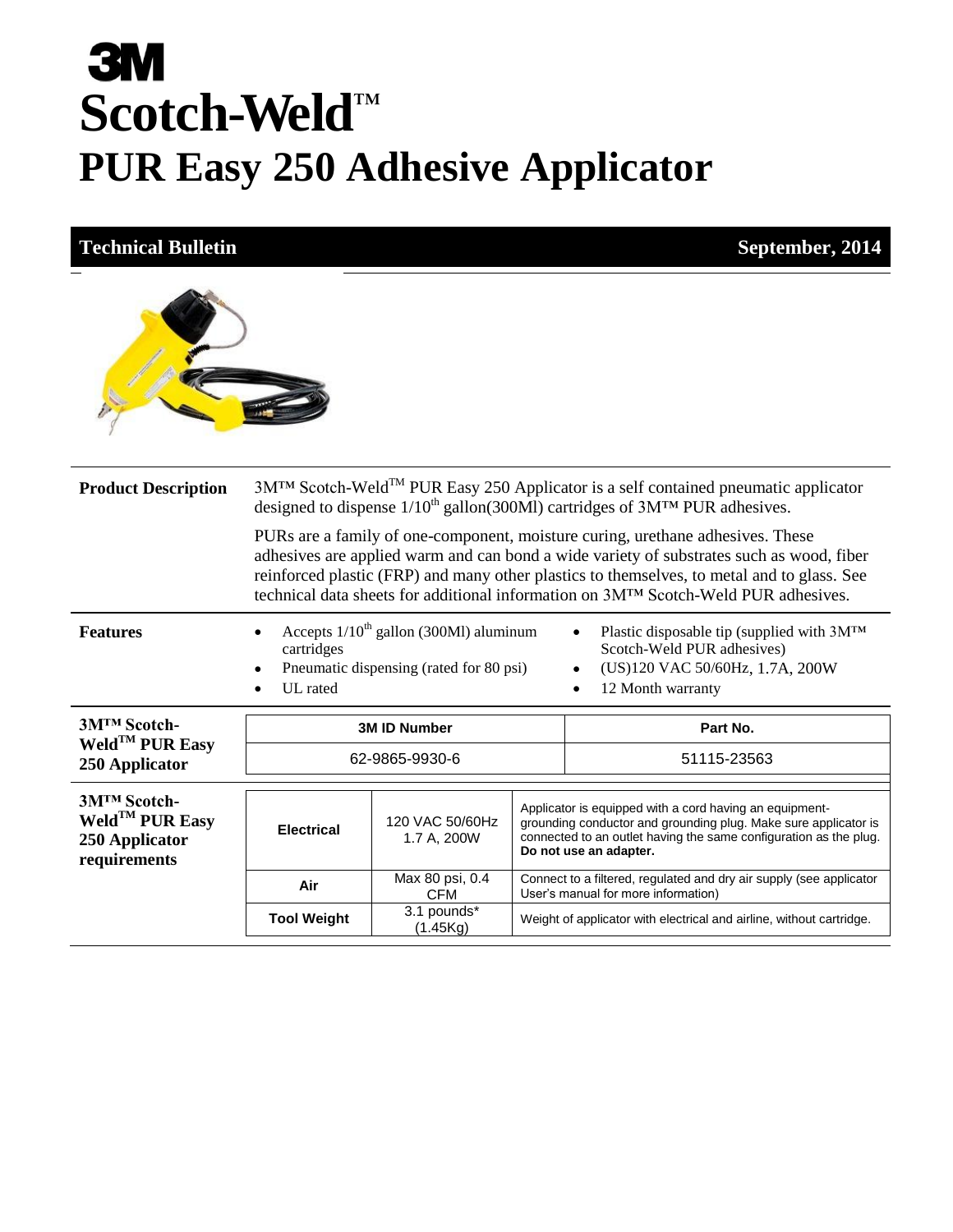# 3M

# Scotch-Weld™

# PUR Easy 250 Adhesive Applicator

**Technical Bulletin** **September, 2014**

**Product Description**

3M™ Scotch-Weld™ PUR Easy 250 Applicator is a self contained pneumatic applicator designed to dispense 1/10th gallon(300Ml) cartridges of 3M™ PUR adhesives.

PURs are a family of one-component, moisture curing, urethane adhesives. These adhesives are applied warm and can bond a wide variety of substrates such as wood, fiber reinforced plastic (FRP) and many other plastics to themselves, to metal and to glass. See technical data sheets for additional information on 3M™ Scotch-Weld PUR adhesives.

**Features**

- Accepts 1/10th gallon (300Ml) aluminum cartridges
- Pneumatic dispensing (rated for 80 psi)
- UL rated
- Plastic disposable tip (supplied with 3M™ Scotch-Weld PUR adhesives)
- (US)120 VAC 50/60Hz, 1.7A, 200W
- 12 Month warranty

**3M™ Scotch-Weld™ PUR Easy 250 Applicator**

| 3M ID Number | Part No. |
|---|---|
| 62-9865-9930-6 | 51115-23563 |

**3M™ Scotch-Weld™ PUR Easy 250 Applicator requirements**

| | | |
|---|---|---|
| **Electrical** | 120 VAC 50/60Hz 1.7 A, 200W | Applicator is equipped with a cord having an equipment-grounding conductor and grounding plug. Make sure applicator is connected to an outlet having the same configuration as the plug. **Do not use an adapter.** |
| **Air** | Max 80 psi, 0.4 CFM | Connect to a filtered, regulated and dry air supply (see applicator User's manual for more information) |
| **Tool Weight** | 3.1 pounds* (1.45Kg) | Weight of applicator with electrical and airline, without cartridge. |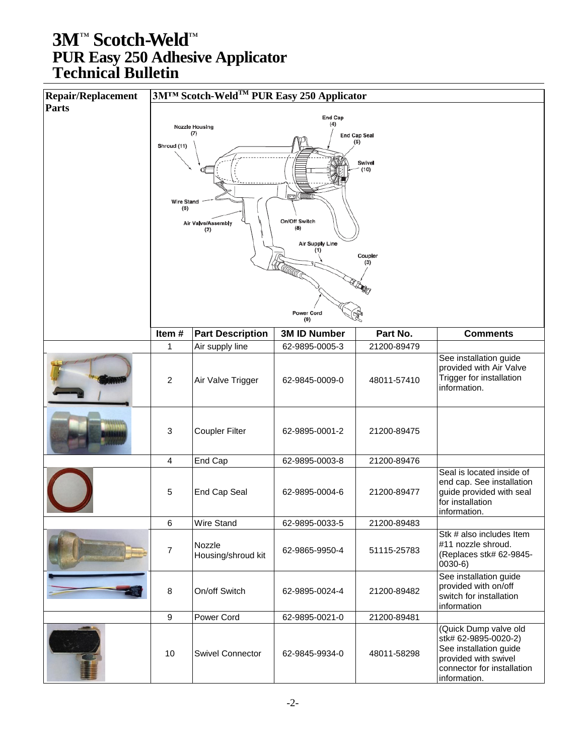# 3M™ Scotch-Weld™ PUR Easy 250 Adhesive Applicator Technical Bulletin

**Repair/Replacement Parts**

**3M™ Scotch-Weld™ PUR Easy 250 Applicator**

Nozzle Housing (7)
Shroud (11)
End Cap (4)
End Cap Seal (5)
Swivel (10)
Wire Stand (6)
Air Valve/Assembly (2)
On/Off Switch (8)
Air Supply Line (1)
Coupler (3)
Power Cord (9)

| Item # | Part Description | 3M ID Number | Part No. | Comments |
|---|---|---|---|---|
| 1 | Air supply line | 62-9895-0005-3 | 21200-89479 | |
| 2 | Air Valve Trigger | 62-9845-0009-0 | 48011-57410 | See installation guide provided with Air Valve Trigger for installation information. |
| 3 | Coupler Filter | 62-9895-0001-2 | 21200-89475 | |
| 4 | End Cap | 62-9895-0003-8 | 21200-89476 | |
| 5 | End Cap Seal | 62-9895-0004-6 | 21200-89477 | Seal is located inside of end cap. See installation guide provided with seal for installation information. |
| 6 | Wire Stand | 62-9895-0033-5 | 21200-89483 | |
| 7 | Nozzle Housing/shroud kit | 62-9865-9950-4 | 51115-25783 | Stk # also includes Item #11 nozzle shroud. (Replaces stk# 62-9845-0030-6) |
| 8 | On/off Switch | 62-9895-0024-4 | 21200-89482 | See installation guide provided with on/off switch for installation information |
| 9 | Power Cord | 62-9895-0021-0 | 21200-89481 | |
| 10 | Swivel Connector | 62-9845-9934-0 | 48011-58298 | (Quick Dump valve old stk# 62-9895-0020-2) See installation guide provided with swivel connector for installation information. |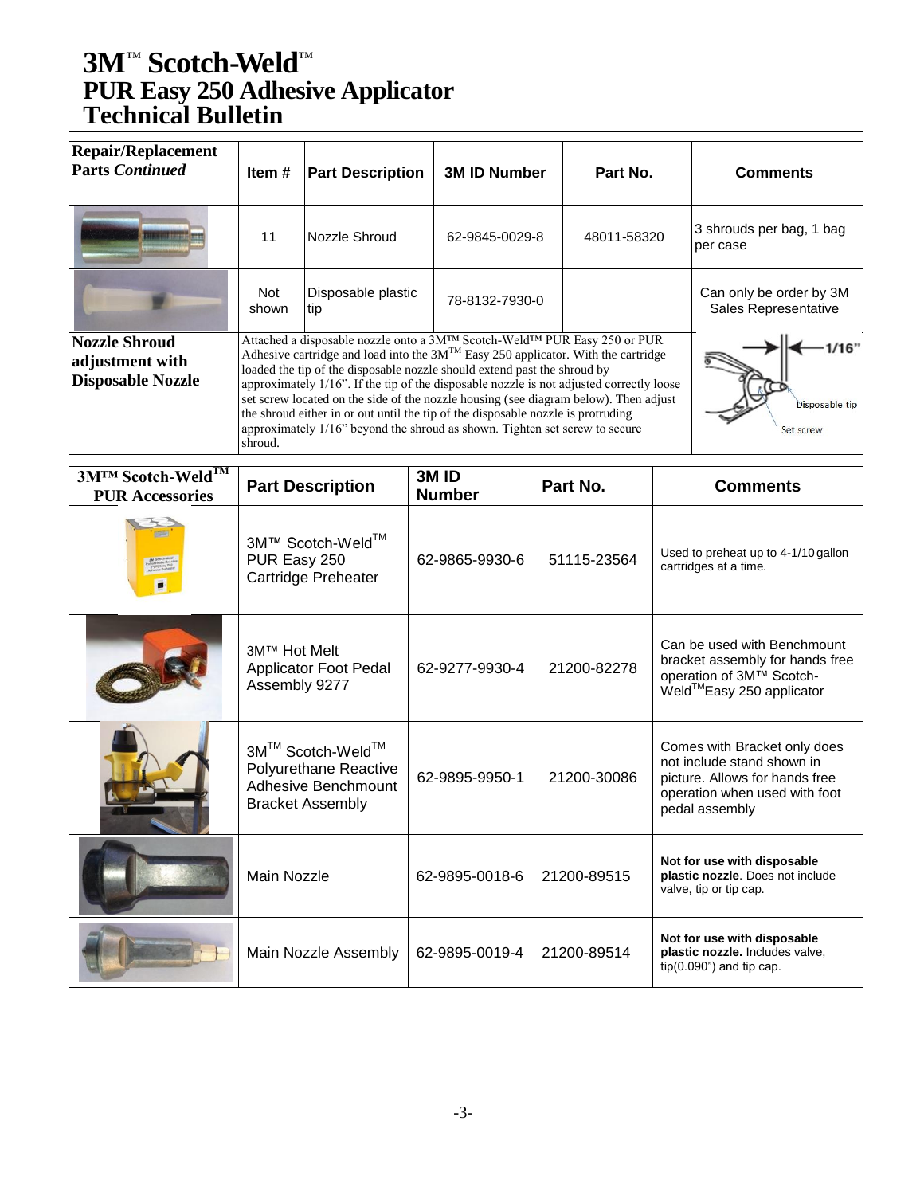# 3M™ Scotch-Weld™ PUR Easy 250 Adhesive Applicator Technical Bulletin

| Repair/Replacement Parts *Continued* | Item # | Part Description | 3M ID Number | Part No. | Comments |
|---|---|---|---|---|---|
| | 11 | Nozzle Shroud | 62-9845-0029-8 | 48011-58320 | 3 shrouds per bag, 1 bag per case |
| | Not shown | Disposable plastic tip | 78-8132-7930-0 | | Can only be order by 3M Sales Representative |
| **Nozzle Shroud adjustment with Disposable Nozzle** | Attached a disposable nozzle onto a 3M™ Scotch-Weld™ PUR Easy 250 or PUR Adhesive cartridge and load into the 3M™ Easy 250 applicator. With the cartridge loaded the tip of the disposable nozzle should extend past the shroud by approximately 1/16". If the tip of the disposable nozzle is not adjusted correctly loose set screw located on the side of the nozzle housing (see diagram below). Then adjust the shroud either in or out until the tip of the disposable nozzle is protruding approximately 1/16" beyond the shroud as shown. Tighten set screw to secure shroud. | | | | 1/16" Disposable tip Set screw |

| 3M™ Scotch-Weld™ PUR Accessories | Part Description | 3M ID Number | Part No. | Comments |
|---|---|---|---|---|
| | 3M™ Scotch-Weld™ PUR Easy 250 Cartridge Preheater | 62-9865-9930-6 | 51115-23564 | Used to preheat up to 4-1/10 gallon cartridges at a time. |
| | 3M™ Hot Melt Applicator Foot Pedal Assembly 9277 | 62-9277-9930-4 | 21200-82278 | Can be used with Benchmount bracket assembly for hands free operation of 3M™ Scotch-Weld™ Easy 250 applicator |
| | 3M™ Scotch-Weld™ Polyurethane Reactive Adhesive Benchmount Bracket Assembly | 62-9895-9950-1 | 21200-30086 | Comes with Bracket only does not include stand shown in picture. Allows for hands free operation when used with foot pedal assembly |
| | Main Nozzle | 62-9895-0018-6 | 21200-89515 | **Not for use with disposable plastic nozzle**. Does not include valve, tip or tip cap. |
| | Main Nozzle Assembly | 62-9895-0019-4 | 21200-89514 | **Not for use with disposable plastic nozzle.** Includes valve, tip(0.090") and tip cap. |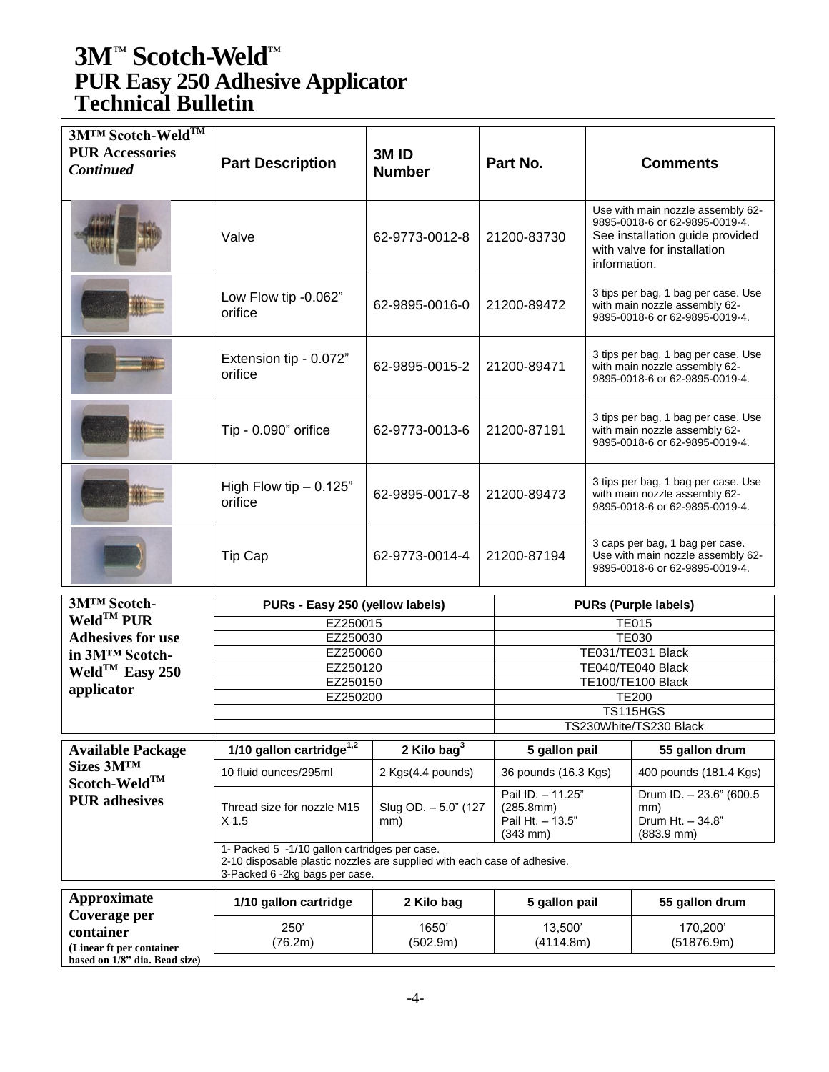# 3M™ Scotch-Weld™ PUR Easy 250 Adhesive Applicator Technical Bulletin

| 3M™ Scotch-Weld™ PUR Accessories *Continued* | Part Description | 3M ID Number | Part No. | Comments |
|---|---|---|---|---|
| | Valve | 62-9773-0012-8 | 21200-83730 | Use with main nozzle assembly 62-9895-0018-6 or 62-9895-0019-4. See installation guide provided with valve for installation information. |
| | Low Flow tip -0.062" orifice | 62-9895-0016-0 | 21200-89472 | 3 tips per bag, 1 bag per case. Use with main nozzle assembly 62-9895-0018-6 or 62-9895-0019-4. |
| | Extension tip - 0.072" orifice | 62-9895-0015-2 | 21200-89471 | 3 tips per bag, 1 bag per case. Use with main nozzle assembly 62-9895-0018-6 or 62-9895-0019-4. |
| | Tip - 0.090" orifice | 62-9773-0013-6 | 21200-87191 | 3 tips per bag, 1 bag per case. Use with main nozzle assembly 62-9895-0018-6 or 62-9895-0019-4. |
| | High Flow tip – 0.125" orifice | 62-9895-0017-8 | 21200-89473 | 3 tips per bag, 1 bag per case. Use with main nozzle assembly 62-9895-0018-6 or 62-9895-0019-4. |
| | Tip Cap | 62-9773-0014-4 | 21200-87194 | 3 caps per bag, 1 bag per case. Use with main nozzle assembly 62-9895-0018-6 or 62-9895-0019-4. |

| 3M™ Scotch-Weld™ PUR Adhesives for use in 3M™ Scotch-Weld™ Easy 250 applicator | PURs - Easy 250 (yellow labels) | PURs (Purple labels) |
|---|---|---|
| | EZ250015 | TE015 |
| | EZ250030 | TE030 |
| | EZ250060 | TE031/TE031 Black |
| | EZ250120 | TE040/TE040 Black |
| | EZ250150 | TE100/TE100 Black |
| | EZ250200 | TE200 |
| | | TS115HGS |
| | | TS230White/TS230 Black |

| Available Package Sizes 3M™ Scotch-Weld™ PUR adhesives | 1/10 gallon cartridge[1,2] | 2 Kilo bag[3] | 5 gallon pail | 55 gallon drum |
|---|---|---|---|---|
| | 10 fluid ounces/295ml | 2 Kgs(4.4 pounds) | 36 pounds (16.3 Kgs) | 400 pounds (181.4 Kgs) |
| | Thread size for nozzle M15 X 1.5 | Slug OD. – 5.0" (127 mm) | Pail ID. – 11.25" (285.8mm) Pail Ht. – 13.5" (343 mm) | Drum ID. – 23.6" (600.5 mm) Drum Ht. – 34.8" (883.9 mm) |
| | 1- Packed 5 -1/10 gallon cartridges per case. 2-10 disposable plastic nozzles are supplied with each case of adhesive. 3-Packed 6 -2kg bags per case. | | | |

| Approximate Coverage per container (Linear ft per container based on 1/8" dia. Bead size) | 1/10 gallon cartridge | 2 Kilo bag | 5 gallon pail | 55 gallon drum |
|---|---|---|---|---|
| | 250' (76.2m) | 1650' (502.9m) | 13,500' (4114.8m) | 170,200' (51876.9m) |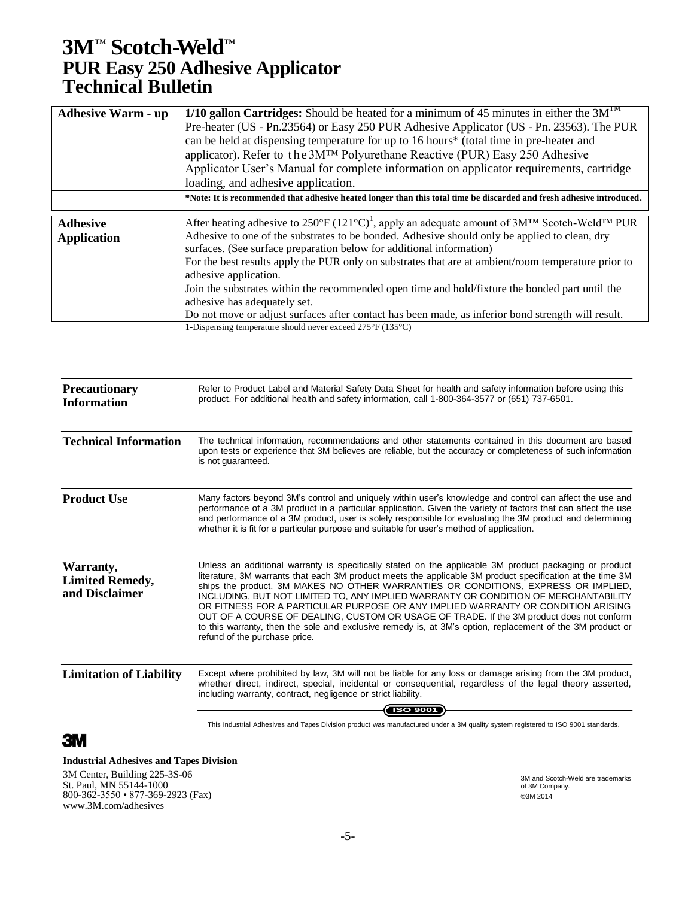# 3M™ Scotch-Weld™
# PUR Easy 250 Adhesive Applicator
# Technical Bulletin

| | |
|---|---|
| **Adhesive Warm - up** | **1/10 gallon Cartridges:** Should be heated for a minimum of 45 minutes in either the 3M™ Pre-heater (US - Pn.23564) or Easy 250 PUR Adhesive Applicator (US - Pn. 23563). The PUR can be held at dispensing temperature for up to 16 hours* (total time in pre-heater and applicator). Refer to the 3M™ Polyurethane Reactive (PUR) Easy 250 Adhesive Applicator User's Manual for complete information on applicator requirements, cartridge loading, and adhesive application. |
| | ***Note: It is recommended that adhesive heated longer than this total time be discarded and fresh adhesive introduced.** |

| | |
|---|---|
| **Adhesive Application** | After heating adhesive to 250°F (121°C)[1], apply an adequate amount of 3M™ Scotch-Weld™ PUR Adhesive to one of the substrates to be bonded. Adhesive should only be applied to clean, dry surfaces. (See surface preparation below for additional information)<br>For the best results apply the PUR only on substrates that are at ambient/room temperature prior to adhesive application.<br>Join the substrates within the recommended open time and hold/fixture the bonded part until the adhesive has adequately set.<br>Do not move or adjust surfaces after contact has been made, as inferior bond strength will result. |

1-Dispensing temperature should never exceed 275°F (135°C)

**Precautionary Information**

Refer to Product Label and Material Safety Data Sheet for health and safety information before using this product. For additional health and safety information, call 1-800-364-3577 or (651) 737-6501.

**Technical Information**

The technical information, recommendations and other statements contained in this document are based upon tests or experience that 3M believes are reliable, but the accuracy or completeness of such information is not guaranteed.

**Product Use**

Many factors beyond 3M's control and uniquely within user's knowledge and control can affect the use and performance of a 3M product in a particular application. Given the variety of factors that can affect the use and performance of a 3M product, user is solely responsible for evaluating the 3M product and determining whether it is fit for a particular purpose and suitable for user's method of application.

**Warranty, Limited Remedy, and Disclaimer**

Unless an additional warranty is specifically stated on the applicable 3M product packaging or product literature, 3M warrants that each 3M product meets the applicable 3M product specification at the time 3M ships the product. 3M MAKES NO OTHER WARRANTIES OR CONDITIONS, EXPRESS OR IMPLIED, INCLUDING, BUT NOT LIMITED TO, ANY IMPLIED WARRANTY OR CONDITION OF MERCHANTABILITY OR FITNESS FOR A PARTICULAR PURPOSE OR ANY IMPLIED WARRANTY OR CONDITION ARISING OUT OF A COURSE OF DEALING, CUSTOM OR USAGE OF TRADE. If the 3M product does not conform to this warranty, then the sole and exclusive remedy is, at 3M's option, replacement of the 3M product or refund of the purchase price.

**Limitation of Liability**

Except where prohibited by law, 3M will not be liable for any loss or damage arising from the 3M product, whether direct, indirect, special, incidental or consequential, regardless of the legal theory asserted, including warranty, contract, negligence or strict liability.

ISO 9001

This Industrial Adhesives and Tapes Division product was manufactured under a 3M quality system registered to ISO 9001 standards.

3M

**Industrial Adhesives and Tapes Division**

3M Center, Building 225-3S-06
St. Paul, MN 55144-1000
800-362-3550 • 877-369-2923 (Fax)
www.3M.com/adhesives

3M and Scotch-Weld are trademarks of 3M Company.
©3M 2014